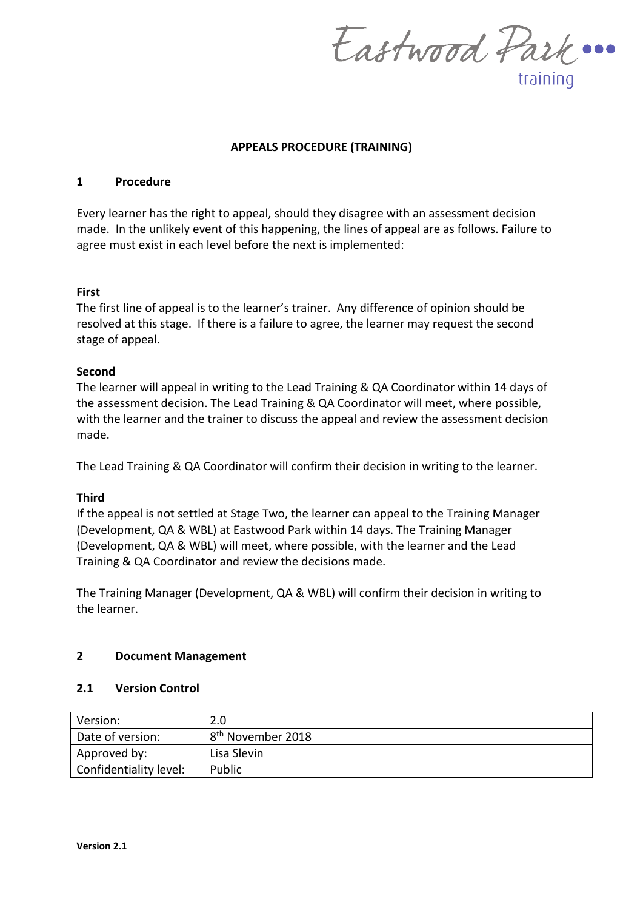# APPEALS PROCEDURE (TRAINING)

## 1 Procedure

Every learner has the right to appeal, should they disagree with an assessment decision made. In the unlikely event of this happening, the lines of appeal are as follows. Failure to agree must exist in each level before the next is implemented:

**First**
The first line of appeal is to the learner's trainer. Any difference of opinion should be resolved at this stage. If there is a failure to agree, the learner may request the second stage of appeal.

**Second**
The learner will appeal in writing to the Lead Training & QA Coordinator within 14 days of the assessment decision. The Lead Training & QA Coordinator will meet, where possible, with the learner and the trainer to discuss the appeal and review the assessment decision made.

The Lead Training & QA Coordinator will confirm their decision in writing to the learner.

**Third**
If the appeal is not settled at Stage Two, the learner can appeal to the Training Manager (Development, QA & WBL) at Eastwood Park within 14 days. The Training Manager (Development, QA & WBL) will meet, where possible, with the learner and the Lead Training & QA Coordinator and review the decisions made.

The Training Manager (Development, QA & WBL) will confirm their decision in writing to the learner.

## 2 Document Management

### 2.1 Version Control

| Version: | 2.0 |
|---|---|
| Date of version: | 8th November 2018 |
| Approved by: | Lisa Slevin |
| Confidentiality level: | Public |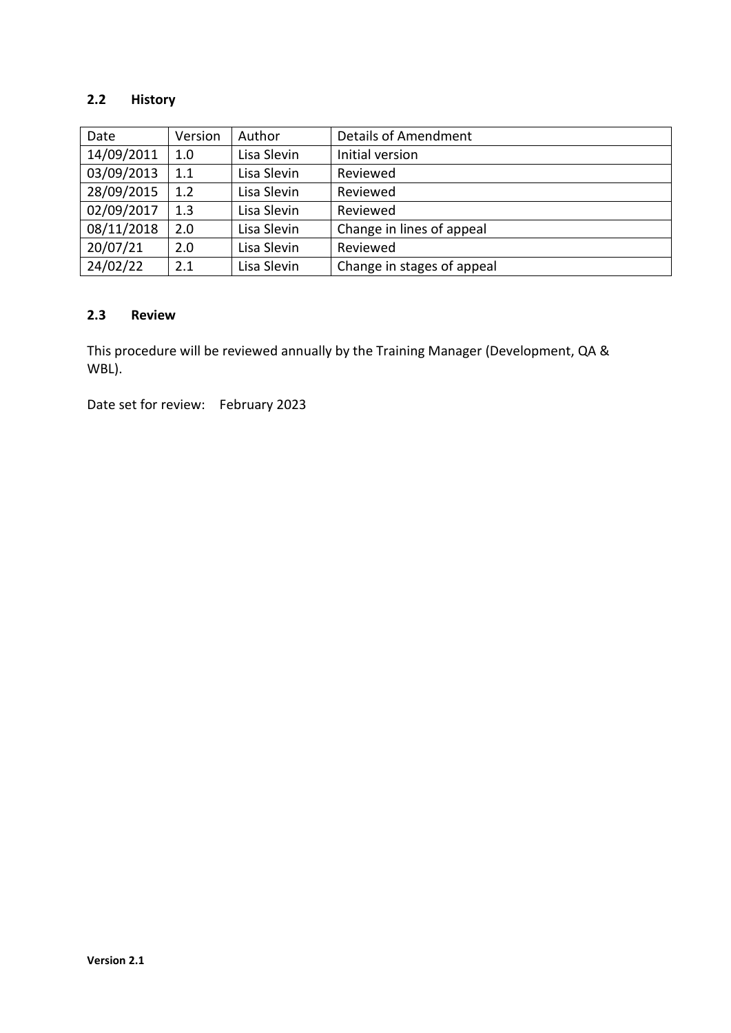### 2.2 History

| Date | Version | Author | Details of Amendment |
|---|---|---|---|
| 14/09/2011 | 1.0 | Lisa Slevin | Initial version |
| 03/09/2013 | 1.1 | Lisa Slevin | Reviewed |
| 28/09/2015 | 1.2 | Lisa Slevin | Reviewed |
| 02/09/2017 | 1.3 | Lisa Slevin | Reviewed |
| 08/11/2018 | 2.0 | Lisa Slevin | Change in lines of appeal |
| 20/07/21 | 2.0 | Lisa Slevin | Reviewed |
| 24/02/22 | 2.1 | Lisa Slevin | Change in stages of appeal |

### 2.3 Review

This procedure will be reviewed annually by the Training Manager (Development, QA & WBL).

Date set for review: February 2023

**Version 2.1**